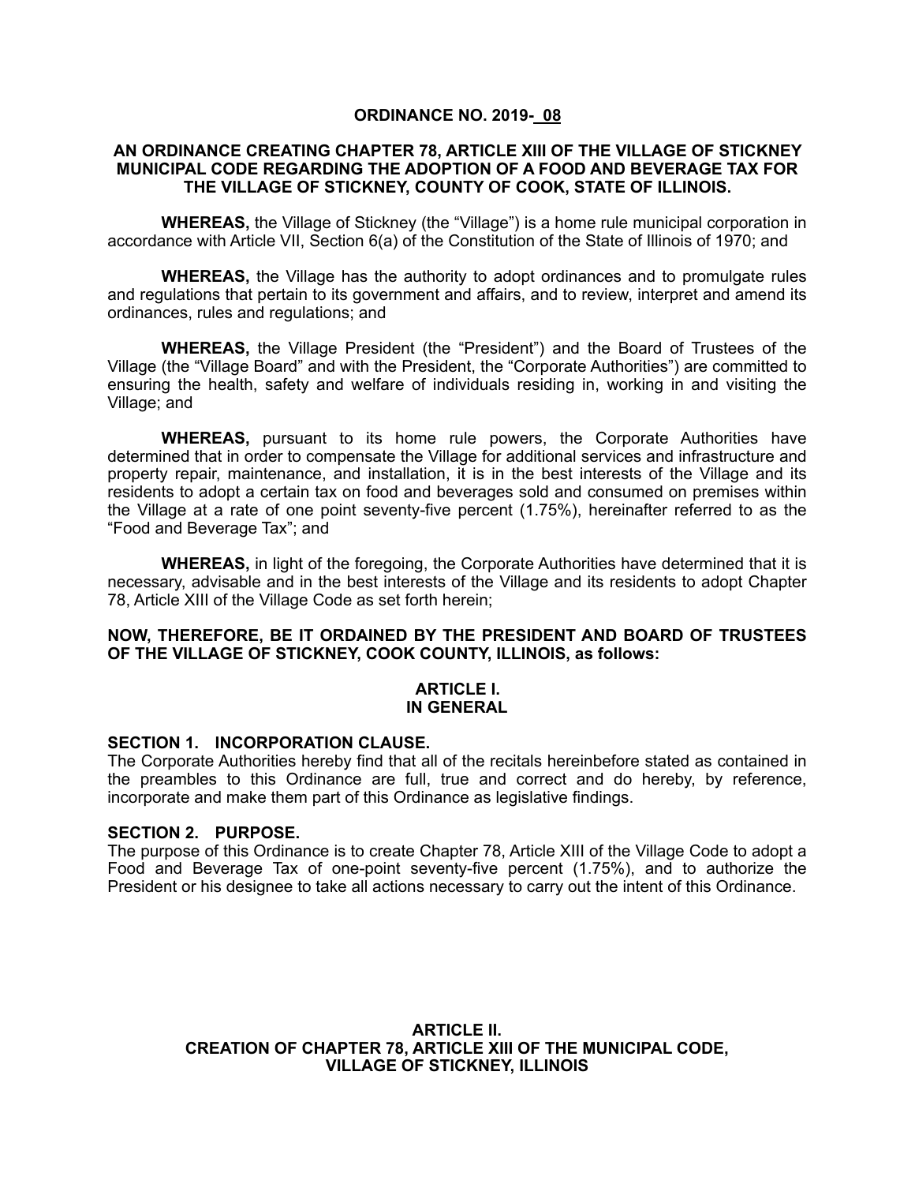**ORDINANCE NO. 2019- 08**

**AN ORDINANCE CREATING CHAPTER 78, ARTICLE XIII OF THE VILLAGE OF STICKNEY MUNICIPAL CODE REGARDING THE ADOPTION OF A FOOD AND BEVERAGE TAX FOR THE VILLAGE OF STICKNEY, COUNTY OF COOK, STATE OF ILLINOIS.**

**WHEREAS,** the Village of Stickney (the "Village") is a home rule municipal corporation in accordance with Article VII, Section 6(a) of the Constitution of the State of Illinois of 1970; and

**WHEREAS,** the Village has the authority to adopt ordinances and to promulgate rules and regulations that pertain to its government and affairs, and to review, interpret and amend its ordinances, rules and regulations; and

**WHEREAS,** the Village President (the "President") and the Board of Trustees of the Village (the "Village Board" and with the President, the "Corporate Authorities") are committed to ensuring the health, safety and welfare of individuals residing in, working in and visiting the Village; and

**WHEREAS,** pursuant to its home rule powers, the Corporate Authorities have determined that in order to compensate the Village for additional services and infrastructure and property repair, maintenance, and installation, it is in the best interests of the Village and its residents to adopt a certain tax on food and beverages sold and consumed on premises within the Village at a rate of one point seventy-five percent (1.75%), hereinafter referred to as the "Food and Beverage Tax"; and

**WHEREAS,** in light of the foregoing, the Corporate Authorities have determined that it is necessary, advisable and in the best interests of the Village and its residents to adopt Chapter 78, Article XIII of the Village Code as set forth herein;

**NOW, THEREFORE, BE IT ORDAINED BY THE PRESIDENT AND BOARD OF TRUSTEES OF THE VILLAGE OF STICKNEY, COOK COUNTY, ILLINOIS, as follows:**

## ARTICLE I.
## IN GENERAL

**SECTION 1. INCORPORATION CLAUSE.**
The Corporate Authorities hereby find that all of the recitals hereinbefore stated as contained in the preambles to this Ordinance are full, true and correct and do hereby, by reference, incorporate and make them part of this Ordinance as legislative findings.

**SECTION 2. PURPOSE.**
The purpose of this Ordinance is to create Chapter 78, Article XIII of the Village Code to adopt a Food and Beverage Tax of one-point seventy-five percent (1.75%), and to authorize the President or his designee to take all actions necessary to carry out the intent of this Ordinance.

## ARTICLE II.
## CREATION OF CHAPTER 78, ARTICLE XIII OF THE MUNICIPAL CODE, VILLAGE OF STICKNEY, ILLINOIS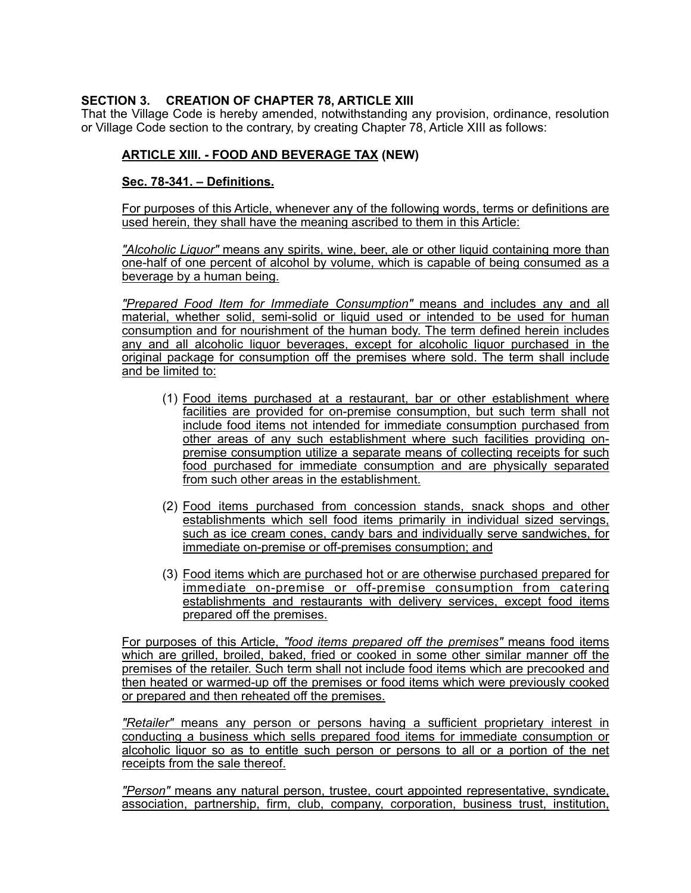**SECTION 3. CREATION OF CHAPTER 78, ARTICLE XIII**

That the Village Code is hereby amended, notwithstanding any provision, ordinance, resolution or Village Code section to the contrary, by creating Chapter 78, Article XIII as follows:

**ARTICLE XIII. - FOOD AND BEVERAGE TAX (NEW)**

**Sec. 78-341. – Definitions.**

For purposes of this Article, whenever any of the following words, terms or definitions are used herein, they shall have the meaning ascribed to them in this Article:

*"Alcoholic Liquor"* means any spirits, wine, beer, ale or other liquid containing more than one-half of one percent of alcohol by volume, which is capable of being consumed as a beverage by a human being.

*"Prepared Food Item for Immediate Consumption"* means and includes any and all material, whether solid, semi-solid or liquid used or intended to be used for human consumption and for nourishment of the human body. The term defined herein includes any and all alcoholic liquor beverages, except for alcoholic liquor purchased in the original package for consumption off the premises where sold. The term shall include and be limited to:

(1) Food items purchased at a restaurant, bar or other establishment where facilities are provided for on-premise consumption, but such term shall not include food items not intended for immediate consumption purchased from other areas of any such establishment where such facilities providing on-premise consumption utilize a separate means of collecting receipts for such food purchased for immediate consumption and are physically separated from such other areas in the establishment.

(2) Food items purchased from concession stands, snack shops and other establishments which sell food items primarily in individual sized servings, such as ice cream cones, candy bars and individually serve sandwiches, for immediate on-premise or off-premises consumption; and

(3) Food items which are purchased hot or are otherwise purchased prepared for immediate on-premise or off-premise consumption from catering establishments and restaurants with delivery services, except food items prepared off the premises.

For purposes of this Article, *"food items prepared off the premises"* means food items which are grilled, broiled, baked, fried or cooked in some other similar manner off the premises of the retailer. Such term shall not include food items which are precooked and then heated or warmed-up off the premises or food items which were previously cooked or prepared and then reheated off the premises.

*"Retailer"* means any person or persons having a sufficient proprietary interest in conducting a business which sells prepared food items for immediate consumption or alcoholic liquor so as to entitle such person or persons to all or a portion of the net receipts from the sale thereof.

*"Person"* means any natural person, trustee, court appointed representative, syndicate, association, partnership, firm, club, company, corporation, business trust, institution,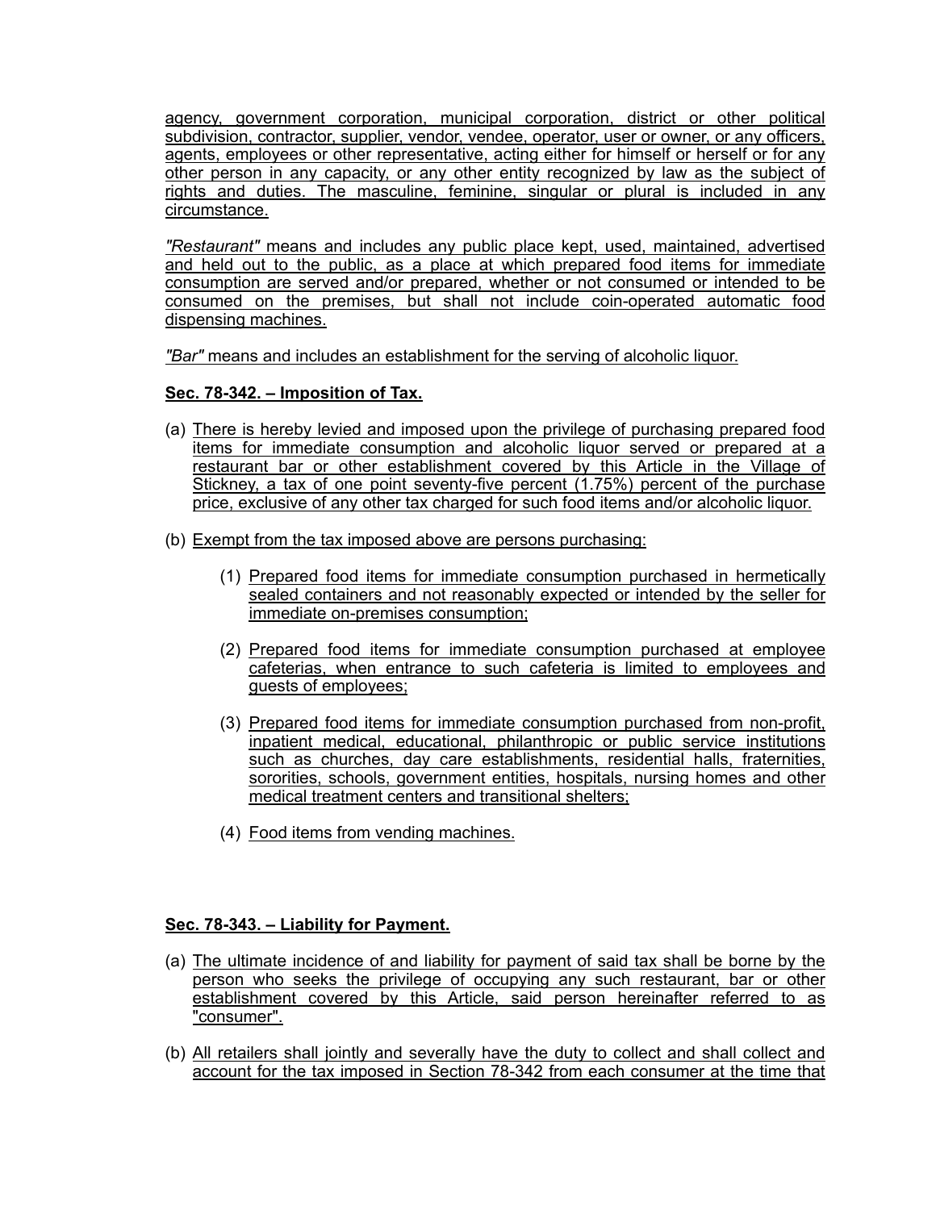agency, government corporation, municipal corporation, district or other political subdivision, contractor, supplier, vendor, vendee, operator, user or owner, or any officers, agents, employees or other representative, acting either for himself or herself or for any other person in any capacity, or any other entity recognized by law as the subject of rights and duties. The masculine, feminine, singular or plural is included in any circumstance.

*"Restaurant"* means and includes any public place kept, used, maintained, advertised and held out to the public, as a place at which prepared food items for immediate consumption are served and/or prepared, whether or not consumed or intended to be consumed on the premises, but shall not include coin-operated automatic food dispensing machines.

*"Bar"* means and includes an establishment for the serving of alcoholic liquor.

**Sec. 78-342. – Imposition of Tax.**

(a) There is hereby levied and imposed upon the privilege of purchasing prepared food items for immediate consumption and alcoholic liquor served or prepared at a restaurant bar or other establishment covered by this Article in the Village of Stickney, a tax of one point seventy-five percent (1.75%) percent of the purchase price, exclusive of any other tax charged for such food items and/or alcoholic liquor.

(b) Exempt from the tax imposed above are persons purchasing:

   (1) Prepared food items for immediate consumption purchased in hermetically sealed containers and not reasonably expected or intended by the seller for immediate on-premises consumption;

   (2) Prepared food items for immediate consumption purchased at employee cafeterias, when entrance to such cafeteria is limited to employees and guests of employees;

   (3) Prepared food items for immediate consumption purchased from non-profit, inpatient medical, educational, philanthropic or public service institutions such as churches, day care establishments, residential halls, fraternities, sororities, schools, government entities, hospitals, nursing homes and other medical treatment centers and transitional shelters;

   (4) Food items from vending machines.

**Sec. 78-343. – Liability for Payment.**

(a) The ultimate incidence of and liability for payment of said tax shall be borne by the person who seeks the privilege of occupying any such restaurant, bar or other establishment covered by this Article, said person hereinafter referred to as "consumer".

(b) All retailers shall jointly and severally have the duty to collect and shall collect and account for the tax imposed in Section 78-342 from each consumer at the time that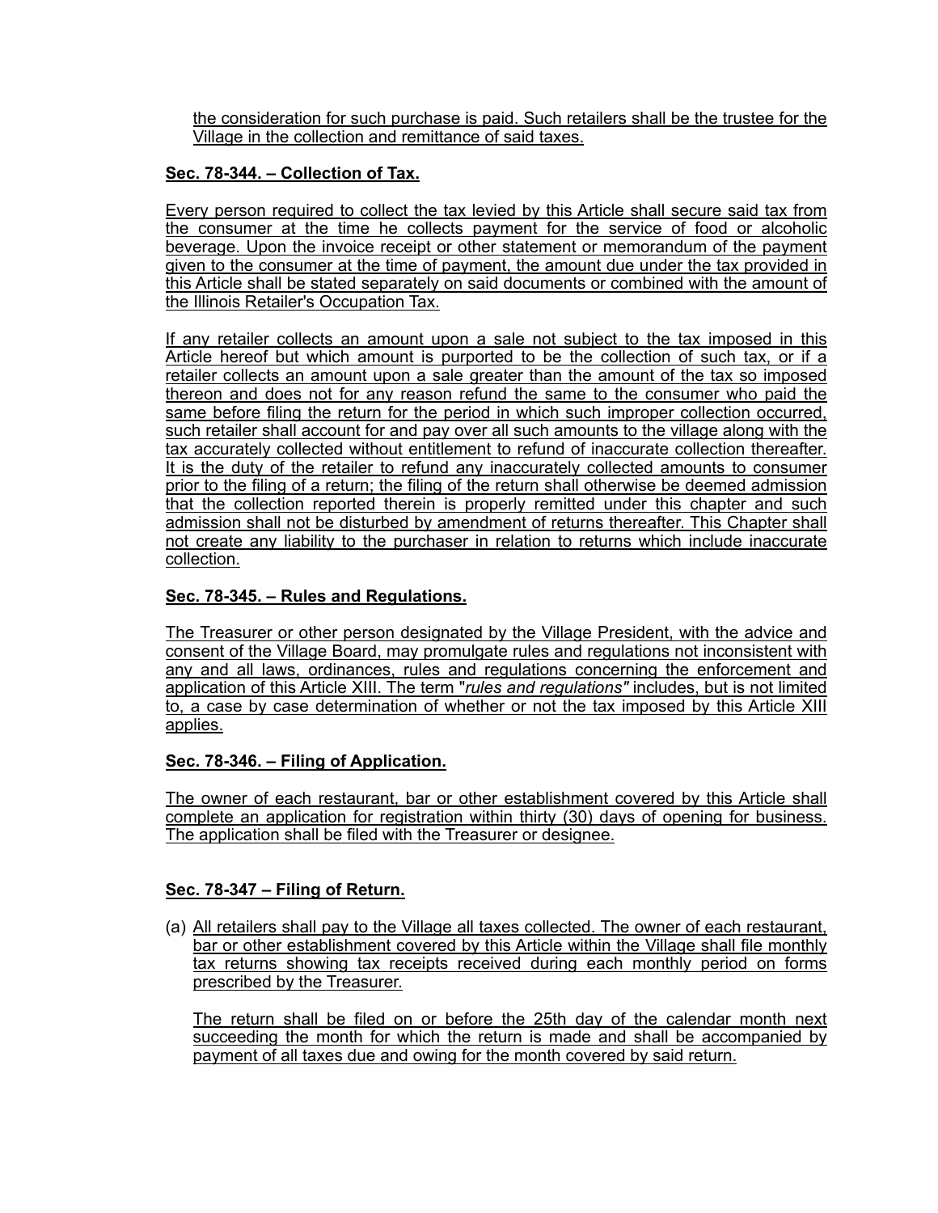the consideration for such purchase is paid. Such retailers shall be the trustee for the Village in the collection and remittance of said taxes.

**Sec. 78-344. – Collection of Tax.**

Every person required to collect the tax levied by this Article shall secure said tax from the consumer at the time he collects payment for the service of food or alcoholic beverage. Upon the invoice receipt or other statement or memorandum of the payment given to the consumer at the time of payment, the amount due under the tax provided in this Article shall be stated separately on said documents or combined with the amount of the Illinois Retailer's Occupation Tax.

If any retailer collects an amount upon a sale not subject to the tax imposed in this Article hereof but which amount is purported to be the collection of such tax, or if a retailer collects an amount upon a sale greater than the amount of the tax so imposed thereon and does not for any reason refund the same to the consumer who paid the same before filing the return for the period in which such improper collection occurred, such retailer shall account for and pay over all such amounts to the village along with the tax accurately collected without entitlement to refund of inaccurate collection thereafter. It is the duty of the retailer to refund any inaccurately collected amounts to consumer prior to the filing of a return; the filing of the return shall otherwise be deemed admission that the collection reported therein is properly remitted under this chapter and such admission shall not be disturbed by amendment of returns thereafter. This Chapter shall not create any liability to the purchaser in relation to returns which include inaccurate collection.

**Sec. 78-345. – Rules and Regulations.**

The Treasurer or other person designated by the Village President, with the advice and consent of the Village Board, may promulgate rules and regulations not inconsistent with any and all laws, ordinances, rules and regulations concerning the enforcement and application of this Article XIII. The term "*rules and regulations"* includes, but is not limited to, a case by case determination of whether or not the tax imposed by this Article XIII applies.

**Sec. 78-346. – Filing of Application.**

The owner of each restaurant, bar or other establishment covered by this Article shall complete an application for registration within thirty (30) days of opening for business. The application shall be filed with the Treasurer or designee.

**Sec. 78-347 – Filing of Return.**

(a) All retailers shall pay to the Village all taxes collected. The owner of each restaurant, bar or other establishment covered by this Article within the Village shall file monthly tax returns showing tax receipts received during each monthly period on forms prescribed by the Treasurer.

The return shall be filed on or before the 25th day of the calendar month next succeeding the month for which the return is made and shall be accompanied by payment of all taxes due and owing for the month covered by said return.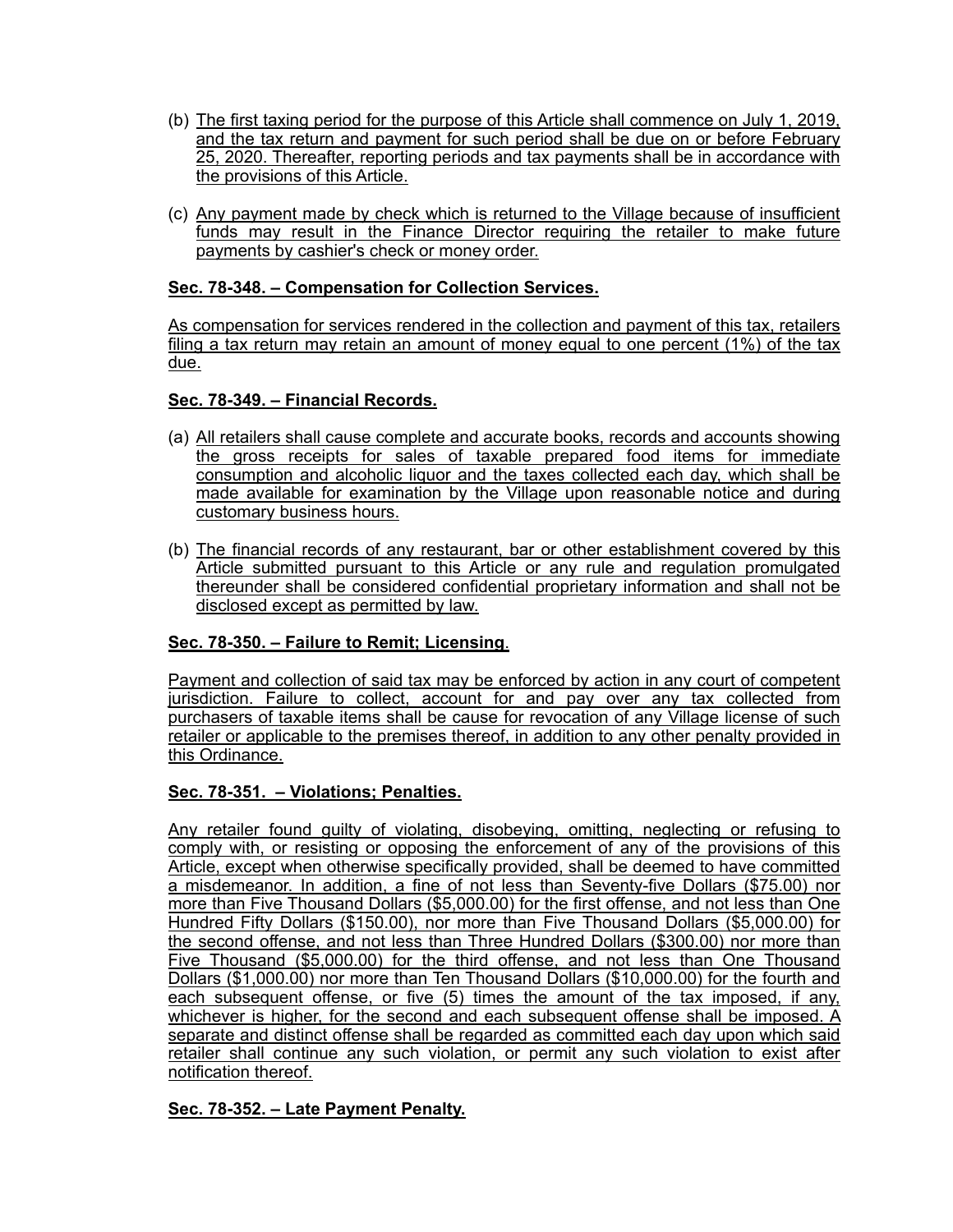(b) The first taxing period for the purpose of this Article shall commence on July 1, 2019, and the tax return and payment for such period shall be due on or before February 25, 2020. Thereafter, reporting periods and tax payments shall be in accordance with the provisions of this Article.

(c) Any payment made by check which is returned to the Village because of insufficient funds may result in the Finance Director requiring the retailer to make future payments by cashier's check or money order.

**Sec. 78-348. – Compensation for Collection Services.**

As compensation for services rendered in the collection and payment of this tax, retailers filing a tax return may retain an amount of money equal to one percent (1%) of the tax due.

**Sec. 78-349. – Financial Records.**

(a) All retailers shall cause complete and accurate books, records and accounts showing the gross receipts for sales of taxable prepared food items for immediate consumption and alcoholic liquor and the taxes collected each day, which shall be made available for examination by the Village upon reasonable notice and during customary business hours.

(b) The financial records of any restaurant, bar or other establishment covered by this Article submitted pursuant to this Article or any rule and regulation promulgated thereunder shall be considered confidential proprietary information and shall not be disclosed except as permitted by law.

**Sec. 78-350. – Failure to Remit; Licensing.**

Payment and collection of said tax may be enforced by action in any court of competent jurisdiction. Failure to collect, account for and pay over any tax collected from purchasers of taxable items shall be cause for revocation of any Village license of such retailer or applicable to the premises thereof, in addition to any other penalty provided in this Ordinance.

**Sec. 78-351. – Violations; Penalties.**

Any retailer found guilty of violating, disobeying, omitting, neglecting or refusing to comply with, or resisting or opposing the enforcement of any of the provisions of this Article, except when otherwise specifically provided, shall be deemed to have committed a misdemeanor. In addition, a fine of not less than Seventy-five Dollars ($75.00) nor more than Five Thousand Dollars ($5,000.00) for the first offense, and not less than One Hundred Fifty Dollars ($150.00), nor more than Five Thousand Dollars ($5,000.00) for the second offense, and not less than Three Hundred Dollars ($300.00) nor more than Five Thousand ($5,000.00) for the third offense, and not less than One Thousand Dollars ($1,000.00) nor more than Ten Thousand Dollars ($10,000.00) for the fourth and each subsequent offense, or five (5) times the amount of the tax imposed, if any, whichever is higher, for the second and each subsequent offense shall be imposed. A separate and distinct offense shall be regarded as committed each day upon which said retailer shall continue any such violation, or permit any such violation to exist after notification thereof.

**Sec. 78-352. – Late Payment Penalty.**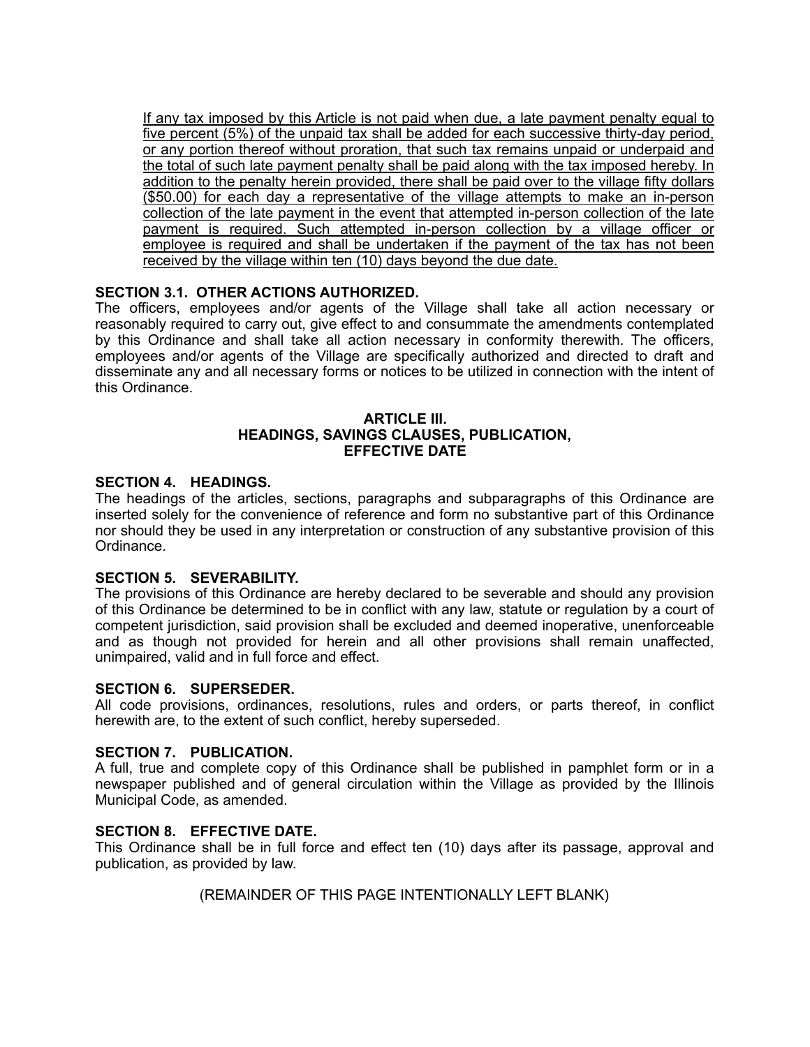If any tax imposed by this Article is not paid when due, a late payment penalty equal to five percent (5%) of the unpaid tax shall be added for each successive thirty-day period, or any portion thereof without proration, that such tax remains unpaid or underpaid and the total of such late payment penalty shall be paid along with the tax imposed hereby. In addition to the penalty herein provided, there shall be paid over to the village fifty dollars ($50.00) for each day a representative of the village attempts to make an in-person collection of the late payment in the event that attempted in-person collection of the late payment is required. Such attempted in-person collection by a village officer or employee is required and shall be undertaken if the payment of the tax has not been received by the village within ten (10) days beyond the due date.

**SECTION 3.1. OTHER ACTIONS AUTHORIZED.**

The officers, employees and/or agents of the Village shall take all action necessary or reasonably required to carry out, give effect to and consummate the amendments contemplated by this Ordinance and shall take all action necessary in conformity therewith. The officers, employees and/or agents of the Village are specifically authorized and directed to draft and disseminate any and all necessary forms or notices to be utilized in connection with the intent of this Ordinance.

## ARTICLE III.
## HEADINGS, SAVINGS CLAUSES, PUBLICATION, EFFECTIVE DATE

**SECTION 4. HEADINGS.**

The headings of the articles, sections, paragraphs and subparagraphs of this Ordinance are inserted solely for the convenience of reference and form no substantive part of this Ordinance nor should they be used in any interpretation or construction of any substantive provision of this Ordinance.

**SECTION 5. SEVERABILITY.**

The provisions of this Ordinance are hereby declared to be severable and should any provision of this Ordinance be determined to be in conflict with any law, statute or regulation by a court of competent jurisdiction, said provision shall be excluded and deemed inoperative, unenforceable and as though not provided for herein and all other provisions shall remain unaffected, unimpaired, valid and in full force and effect.

**SECTION 6. SUPERSEDER.**

All code provisions, ordinances, resolutions, rules and orders, or parts thereof, in conflict herewith are, to the extent of such conflict, hereby superseded.

**SECTION 7. PUBLICATION.**

A full, true and complete copy of this Ordinance shall be published in pamphlet form or in a newspaper published and of general circulation within the Village as provided by the Illinois Municipal Code, as amended.

**SECTION 8. EFFECTIVE DATE.**

This Ordinance shall be in full force and effect ten (10) days after its passage, approval and publication, as provided by law.

(REMAINDER OF THIS PAGE INTENTIONALLY LEFT BLANK)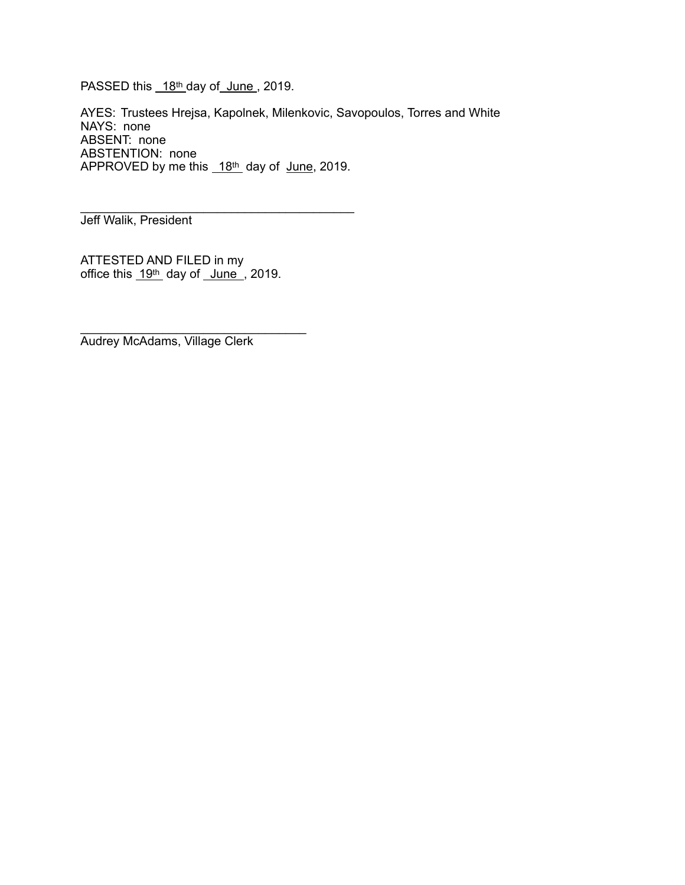PASSED this 18th day of June, 2019.

AYES: Trustees Hrejsa, Kapolnek, Milenkovic, Savopoulos, Torres and White
NAYS: none
ABSENT: none
ABSTENTION: none
APPROVED by me this 18th day of June, 2019.

\_\_\_\_\_\_\_\_\_\_\_\_\_\_\_\_\_\_\_\_\_\_\_\_\_\_\_\_\_\_\_\_\_\_\_\_\_\_\_\_
Jeff Walik, President

ATTESTED AND FILED in my
office this 19th day of June, 2019.

\_\_\_\_\_\_\_\_\_\_\_\_\_\_\_\_\_\_\_\_\_\_\_\_\_\_\_\_\_\_\_\_\_\_
Audrey McAdams, Village Clerk